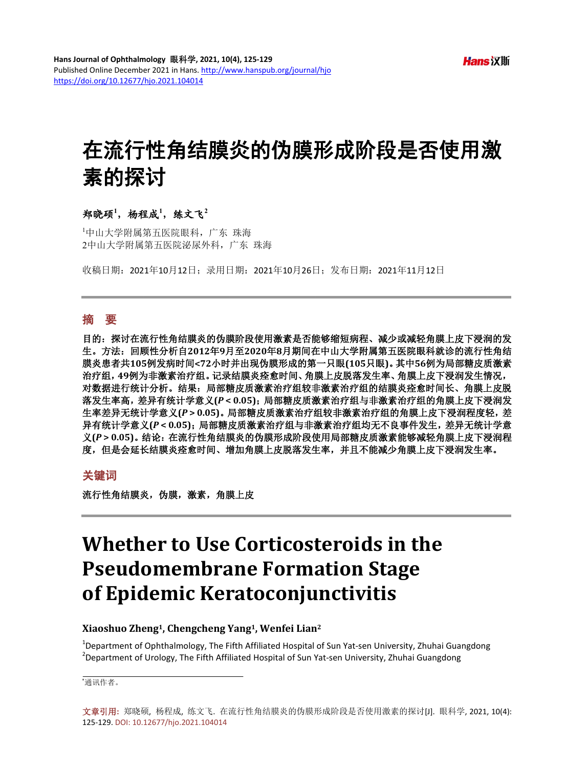# 在流行性角结膜炎的伪膜形成阶段是否使用激素的探讨

**郑晓硕[1]，杨程成[1]，练文飞[2]**

[1]中山大学附属第五医院眼科，广东 珠海
2中山大学附属第五医院泌尿外科，广东 珠海

收稿日期：2021年10月12日；录用日期：2021年10月26日；发布日期：2021年11月12日

## 摘 要

**目的：探讨在流行性角结膜炎的伪膜阶段使用激素是否能够缩短病程、减少或减轻角膜上皮下浸润的发生。方法：回顾性分析自2012年9月至2020年8月期间在中山大学附属第五医院眼科就诊的流行性角结膜炎患者共105例发病时间<72小时并出现伪膜形成的第一只眼(105只眼)。其中56例为局部糖皮质激素治疗组，49例为非激素治疗组。记录结膜炎痊愈时间、角膜上皮脱落发生率、角膜上皮下浸润发生情况，对数据进行统计分析。结果：局部糖皮质激素治疗组较非激素治疗组的结膜炎痊愈时间长、角膜上皮脱落发生率高，差异有统计学意义($P < 0.05$)；局部糖皮质激素治疗组与非激素治疗组的角膜上皮下浸润发生率差异无统计学意义($P > 0.05$)。局部糖皮质激素治疗组较非激素治疗组的角膜上皮下浸润程度轻，差异有统计学意义($P < 0.05$)；局部糖皮质激素治疗组与非激素治疗组均无不良事件发生，差异无统计学意义($P > 0.05$)。结论：在流行性角结膜炎的伪膜形成阶段使用局部糖皮质激素能够减轻角膜上皮下浸润程度，但是会延长结膜炎痊愈时间、增加角膜上皮脱落发生率，并且不能减少角膜上皮下浸润发生率。**

## 关键词

**流行性角结膜炎，伪膜，激素，角膜上皮**

# Whether to Use Corticosteroids in the Pseudomembrane Formation Stage of Epidemic Keratoconjunctivitis

**Xiaoshuo Zheng[1], Chengcheng Yang[1], Wenfei Lian[2]**

[1]Department of Ophthalmology, The Fifth Affiliated Hospital of Sun Yat-sen University, Zhuhai Guangdong
[2]Department of Urology, The Fifth Affiliated Hospital of Sun Yat-sen University, Zhuhai Guangdong

*通讯作者。

文章引用: 郑晓硕, 杨程成, 练文飞. 在流行性角结膜炎的伪膜形成阶段是否使用激素的探讨[J]. 眼科学, 2021, 10(4): 125-129. DOI: 10.12677/hjo.2021.104014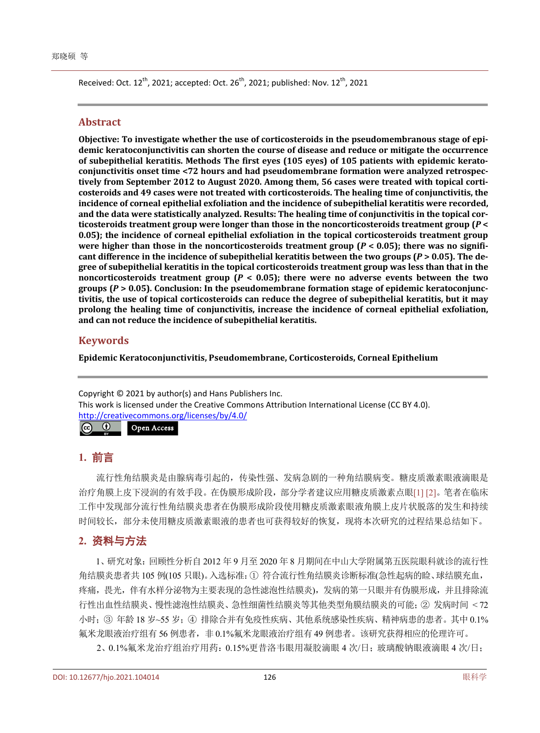Received: Oct. 12th, 2021; accepted: Oct. 26th, 2021; published: Nov. 12th, 2021

## Abstract

**Objective: To investigate whether the use of corticosteroids in the pseudomembranous stage of epidemic keratoconjunctivitis can shorten the course of disease and reduce or mitigate the occurrence of subepithelial keratitis. Methods The first eyes (105 eyes) of 105 patients with epidemic keratoconjunctivitis onset time <72 hours and had pseudomembrane formation were analyzed retrospectively from September 2012 to August 2020. Among them, 56 cases were treated with topical corticosteroids and 49 cases were not treated with corticosteroids. The healing time of conjunctivitis, the incidence of corneal epithelial exfoliation and the incidence of subepithelial keratitis were recorded, and the data were statistically analyzed. Results: The healing time of conjunctivitis in the topical corticosteroids treatment group were longer than those in the noncorticosteroids treatment group (*P* < 0.05); the incidence of corneal epithelial exfoliation in the topical corticosteroids treatment group were higher than those in the noncorticosteroids treatment group (*P* < 0.05); there was no significant difference in the incidence of subepithelial keratitis between the two groups (*P* > 0.05). The degree of subepithelial keratitis in the topical corticosteroids treatment group was less than that in the noncorticosteroids treatment group (*P* < 0.05); there were no adverse events between the two groups (*P* > 0.05). Conclusion: In the pseudomembrane formation stage of epidemic keratoconjunctivitis, the use of topical corticosteroids can reduce the degree of subepithelial keratitis, but it may prolong the healing time of conjunctivitis, increase the incidence of corneal epithelial exfoliation, and can not reduce the incidence of subepithelial keratitis.**

## Keywords

**Epidemic Keratoconjunctivitis, Pseudomembrane, Corticosteroids, Corneal Epithelium**

Copyright © 2021 by author(s) and Hans Publishers Inc.
This work is licensed under the Creative Commons Attribution International License (CC BY 4.0).
http://creativecommons.org/licenses/by/4.0/

Open Access

## 1. 前言

流行性角结膜炎是由腺病毒引起的，传染性强、发病急剧的一种角结膜病变。糖皮质激素眼液滴眼是治疗角膜上皮下浸润的有效手段。在伪膜形成阶段，部分学者建议应用糖皮质激素点眼[1] [2]。笔者在临床工作中发现部分流行性角结膜炎患者在伪膜形成阶段使用糖皮质激素眼液角膜上皮片状脱落的发生和持续时间较长，部分未使用糖皮质激素眼液的患者也可获得较好的恢复，现将本次研究的过程结果总结如下。

## 2. 资料与方法

1、研究对象：回顾性分析自 2012 年 9 月至 2020 年 8 月期间在中山大学附属第五医院眼科就诊的流行性角结膜炎患者共 105 例(105 只眼)。入选标准：① 符合流行性角结膜炎诊断标准(急性起病的睑、球结膜充血，疼痛，畏光，伴有水样分泌物为主要表现的急性滤泡性结膜炎)，发病的第一只眼并有伪膜形成，并且排除流行性出血性结膜炎、慢性滤泡性结膜炎、急性细菌性结膜炎等其他类型角膜结膜炎的可能；② 发病时间 ＜72 小时；③ 年龄 18 岁~55 岁；④ 排除合并有免疫性疾病、其他系统感染性疾病、精神病患的患者。其中 0.1%氟米龙眼液治疗组有 56 例患者，非 0.1%氟米龙眼液治疗组有 49 例患者。该研究获得相应的伦理许可。

2、0.1%氟米龙治疗组治疗用药：0.15%更昔洛韦眼用凝胶滴眼 4 次/日；玻璃酸钠眼液滴眼 4 次/日；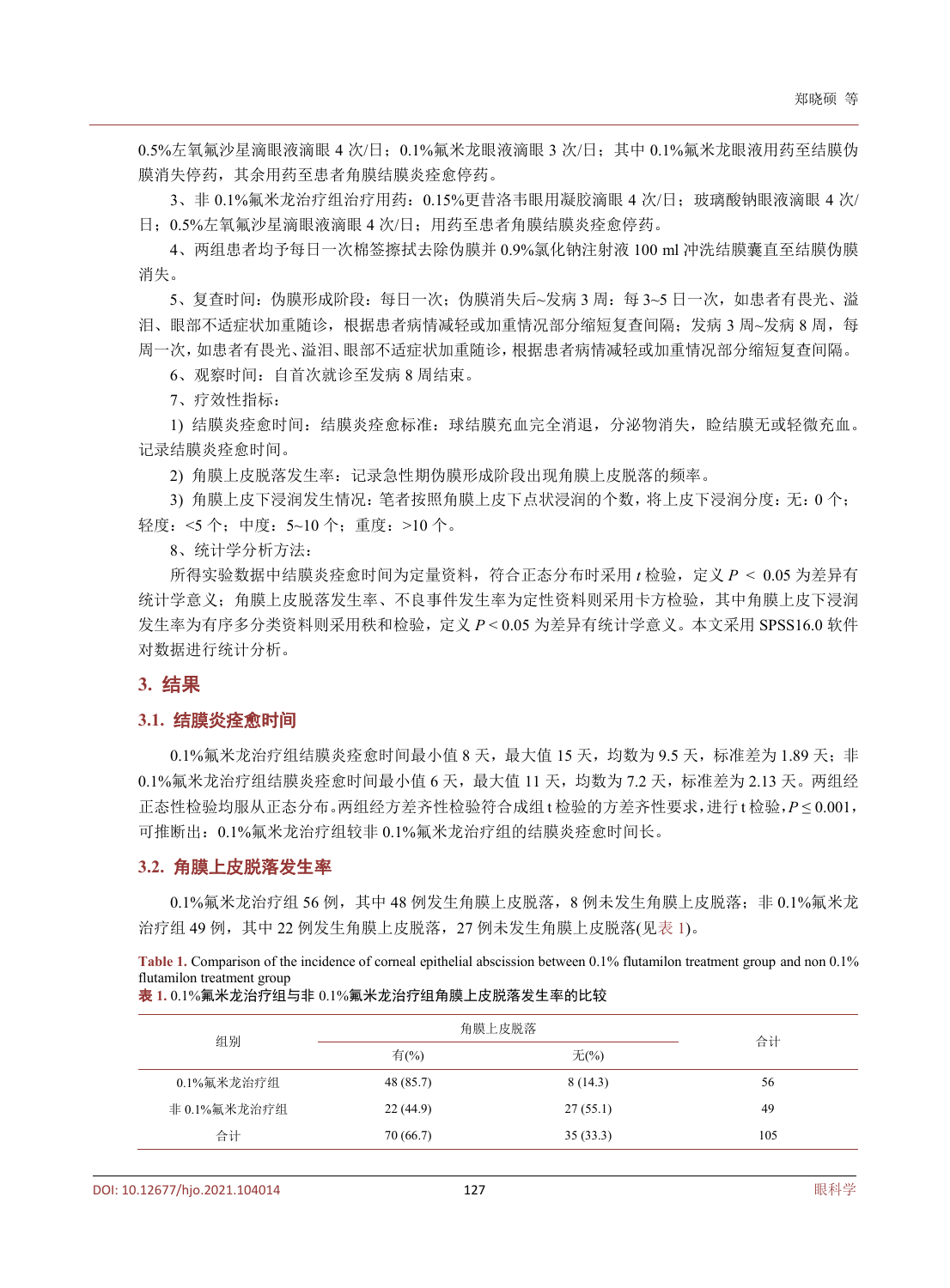0.5%左氧氟沙星滴眼液滴眼 4 次/日；0.1%氟米龙眼液滴眼 3 次/日；其中 0.1%氟米龙眼液用药至结膜伪膜消失停药，其余用药至患者角膜结膜炎痊愈停药。

3、非 0.1%氟米龙治疗组治疗用药：0.15%更昔洛韦眼用凝胶滴眼 4 次/日；玻璃酸钠眼液滴眼 4 次/日；0.5%左氧氟沙星滴眼液滴眼 4 次/日；用药至患者角膜结膜炎痊愈停药。

4、两组患者均予每日一次棉签擦拭去除伪膜并 0.9%氯化钠注射液 100 ml 冲洗结膜囊直至结膜伪膜消失。

5、复查时间：伪膜形成阶段：每日一次；伪膜消失后~发病 3 周：每 3~5 日一次，如患者有畏光、溢泪、眼部不适症状加重随诊，根据患者病情减轻或加重情况部分缩短复查间隔；发病 3 周~发病 8 周，每周一次，如患者有畏光、溢泪、眼部不适症状加重随诊，根据患者病情减轻或加重情况部分缩短复查间隔。

6、观察时间：自首次就诊至发病 8 周结束。

7、疗效性指标：

1) 结膜炎痊愈时间：结膜炎痊愈标准：球结膜充血完全消退，分泌物消失，睑结膜无或轻微充血。记录结膜炎痊愈时间。

2) 角膜上皮脱落发生率：记录急性期伪膜形成阶段出现角膜上皮脱落的频率。

3) 角膜上皮下浸润发生情况：笔者按照角膜上皮下点状浸润的个数，将上皮下浸润分度：无：0 个；轻度：<5 个；中度：5~10 个；重度：>10 个。

8、统计学分析方法：

所得实验数据中结膜炎痊愈时间为定量资料，符合正态分布时采用 $t$ 检验，定义 $P < 0.05$ 为差异有统计学意义；角膜上皮脱落发生率、不良事件发生率为定性资料则采用卡方检验，其中角膜上皮下浸润发生率为有序多分类资料则采用秩和检验，定义 $P < 0.05$ 为差异有统计学意义。本文采用 SPSS16.0 软件对数据进行统计分析。

## 3. 结果

### 3.1. 结膜炎痊愈时间

0.1%氟米龙治疗组结膜炎痊愈时间最小值 8 天，最大值 15 天，均数为 9.5 天，标准差为 1.89 天；非 0.1%氟米龙治疗组结膜炎痊愈时间最小值 6 天，最大值 11 天，均数为 7.2 天，标准差为 2.13 天。两组经正态性检验均服从正态分布。两组经方差齐性检验符合成组 t 检验的方差齐性要求，进行 t 检验，$P \leq 0.001$，可推断出：0.1%氟米龙治疗组较非 0.1%氟米龙治疗组的结膜炎痊愈时间长。

### 3.2. 角膜上皮脱落发生率

0.1%氟米龙治疗组 56 例，其中 48 例发生角膜上皮脱落，8 例未发生角膜上皮脱落；非 0.1%氟米龙治疗组 49 例，其中 22 例发生角膜上皮脱落，27 例未发生角膜上皮脱落(见表 1)。

**Table 1.** Comparison of the incidence of corneal epithelial abscission between 0.1% flutamilon treatment group and non 0.1% flutamilon treatment group

**表 1.** 0.1%氟米龙治疗组与非 0.1%氟米龙治疗组角膜上皮脱落发生率的比较

| 组别 | 角膜上皮脱落 | | 合计 |
|---|---|---|---|
| | 有(%) | 无(%) | |
| 0.1%氟米龙治疗组 | 48 (85.7) | 8 (14.3) | 56 |
| 非 0.1%氟米龙治疗组 | 22 (44.9) | 27 (55.1) | 49 |
| 合计 | 70 (66.7) | 35 (33.3) | 105 |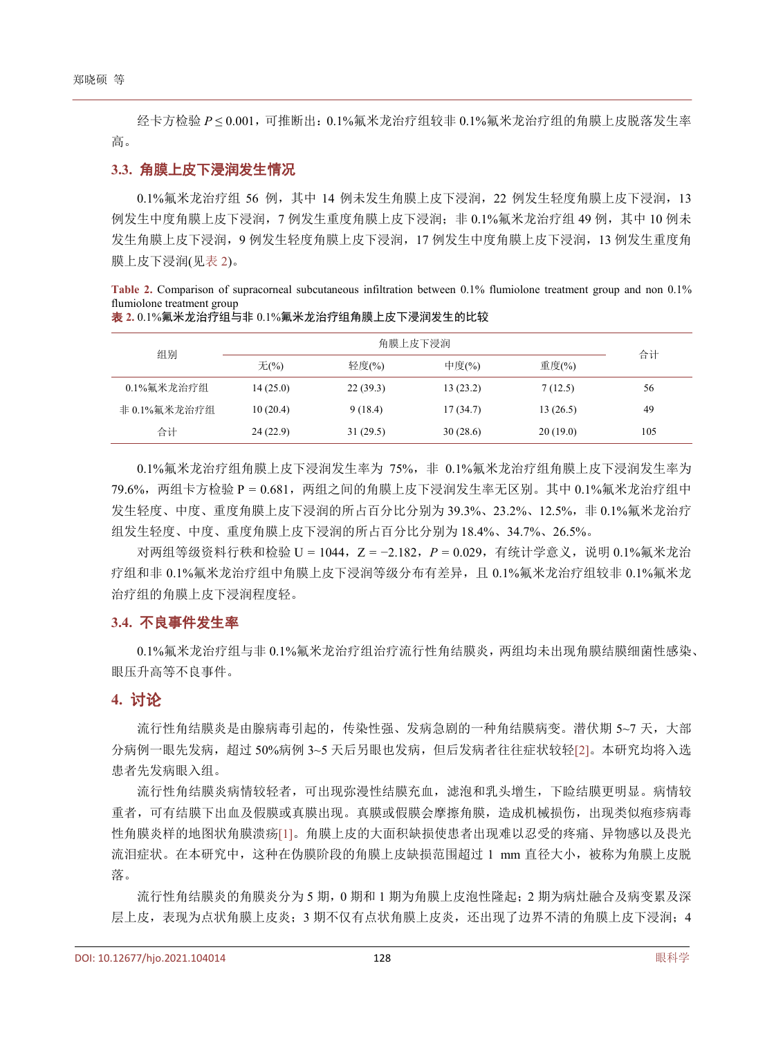经卡方检验 $P \leq 0.001$，可推断出：0.1%氟米龙治疗组较非 0.1%氟米龙治疗组的角膜上皮脱落发生率高。

### 3.3. 角膜上皮下浸润发生情况

0.1%氟米龙治疗组 56 例，其中 14 例未发生角膜上皮下浸润，22 例发生轻度角膜上皮下浸润，13 例发生中度角膜上皮下浸润，7 例发生重度角膜上皮下浸润；非 0.1%氟米龙治疗组 49 例，其中 10 例未发生角膜上皮下浸润，9 例发生轻度角膜上皮下浸润，17 例发生中度角膜上皮下浸润，13 例发生重度角膜上皮下浸润(见表 2)。

**Table 2.** Comparison of supracorneal subcutaneous infiltration between 0.1% flumiolone treatment group and non 0.1% flumiolone treatment group
**表 2.** 0.1%氟米龙治疗组与非 0.1%氟米龙治疗组角膜上皮下浸润发生的比较

| 组别 | 角膜上皮下浸润 | | | | 合计 |
|---|---|---|---|---|---|
| | 无(%) | 轻度(%) | 中度(%) | 重度(%) | |
| 0.1%氟米龙治疗组 | 14 (25.0) | 22 (39.3) | 13 (23.2) | 7 (12.5) | 56 |
| 非 0.1%氟米龙治疗组 | 10 (20.4) | 9 (18.4) | 17 (34.7) | 13 (26.5) | 49 |
| 合计 | 24 (22.9) | 31 (29.5) | 30 (28.6) | 20 (19.0) | 105 |

0.1%氟米龙治疗组角膜上皮下浸润发生率为 75%，非 0.1%氟米龙治疗组角膜上皮下浸润发生率为 79.6%，两组卡方检验 P = 0.681，两组之间的角膜上皮下浸润发生率无区别。其中 0.1%氟米龙治疗组中发生轻度、中度、重度角膜上皮下浸润的所占百分比分别为 39.3%、23.2%、12.5%，非 0.1%氟米龙治疗组发生轻度、中度、重度角膜上皮下浸润的所占百分比分别为 18.4%、34.7%、26.5%。

对两组等级资料行秩和检验 U = 1044，Z = −2.182，$P = 0.029$，有统计学意义，说明 0.1%氟米龙治疗组和非 0.1%氟米龙治疗组中角膜上皮下浸润等级分布有差异，且 0.1%氟米龙治疗组较非 0.1%氟米龙治疗组的角膜上皮下浸润程度轻。

### 3.4. 不良事件发生率

0.1%氟米龙治疗组与非 0.1%氟米龙治疗组治疗流行性角结膜炎，两组均未出现角膜结膜细菌性感染、眼压升高等不良事件。

## 4. 讨论

流行性角结膜炎是由腺病毒引起的，传染性强、发病急剧的一种角结膜病变。潜伏期 5~7 天，大部分病例一眼先发病，超过 50%病例 3~5 天后另眼也发病，但后发病者往往症状较轻[2]。本研究均将入选患者先发病眼入组。

流行性角结膜炎病情较轻者，可出现弥漫性结膜充血，滤泡和乳头增生，下睑结膜更明显。病情较重者，可有结膜下出血及假膜或真膜出现。真膜或假膜会摩擦角膜，造成机械损伤，出现类似疱疹病毒性角膜炎样的地图状角膜溃疡[1]。角膜上皮的大面积缺损使患者出现难以忍受的疼痛、异物感以及畏光流泪症状。在本研究中，这种在伪膜阶段的角膜上皮缺损范围超过 1 mm 直径大小，被称为角膜上皮脱落。

流行性角结膜炎的角膜炎分为 5 期，0 期和 1 期为角膜上皮泡性隆起；2 期为病灶融合及病变累及深层上皮，表现为点状角膜上皮炎；3 期不仅有点状角膜上皮炎，还出现了边界不清的角膜上皮下浸润；4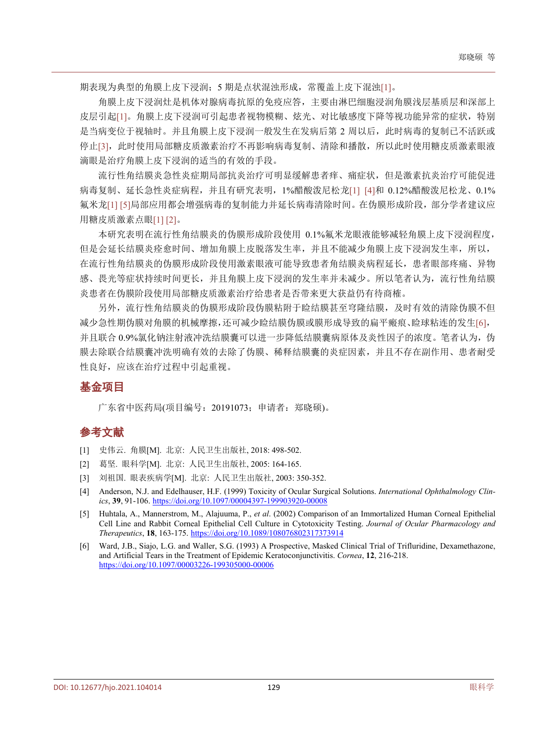期表现为典型的角膜上皮下浸润；5 期是点状混浊形成，常覆盖上皮下混浊[1]。

角膜上皮下浸润灶是机体对腺病毒抗原的免疫应答，主要由淋巴细胞浸润角膜浅层基质层和深部上皮层引起[1]。角膜上皮下浸润可引起患者视物模糊、炫光、对比敏感度下降等视功能异常的症状，特别是当病变位于视轴时。并且角膜上皮下浸润一般发生在发病后第 2 周以后，此时病毒的复制已不活跃或停止[3]，此时使用局部糖皮质激素治疗不再影响病毒复制、清除和播散，所以此时使用糖皮质激素眼液滴眼是治疗角膜上皮下浸润的适当的有效的手段。

流行性角结膜炎急性炎症期局部抗炎治疗可明显缓解患者痒、痛症状，但是激素抗炎治疗可能促进病毒复制、延长急性炎症病程，并且有研究表明，1%醋酸泼尼松龙[1] [4]和 0.12%醋酸泼尼松龙、0.1%氟米龙[1] [5]局部应用都会增强病毒的复制能力并延长病毒清除时间。在伪膜形成阶段，部分学者建议应用糖皮质激素点眼[1] [2]。

本研究表明在流行性角结膜炎的伪膜形成阶段使用 0.1%氟米龙眼液能够减轻角膜上皮下浸润程度，但是会延长结膜炎痊愈时间、增加角膜上皮脱落发生率，并且不能减少角膜上皮下浸润发生率，所以，在流行性角结膜炎的伪膜形成阶段使用激素眼液可能导致患者角结膜炎病程延长，患者眼部疼痛、异物感、畏光等症状持续时间更长，并且角膜上皮下浸润的发生率并未减少。所以笔者认为，流行性角结膜炎患者在伪膜阶段使用局部糖皮质激素治疗给患者是否带来更大获益仍有待商榷。

另外，流行性角结膜炎的伪膜形成阶段伪膜粘附于睑结膜甚至穹隆结膜，及时有效的清除伪膜不但减少急性期伪膜对角膜的机械摩擦，还可减少睑结膜伪膜或膜形成导致的扁平瘢痕、睑球粘连的发生[6]，并且联合 0.9%氯化钠注射液冲洗结膜囊可以进一步降低结膜囊病原体及炎性因子的浓度。笔者认为，伪膜去除联合结膜囊冲洗明确有效的去除了伪膜、稀释结膜囊的炎症因素，并且不存在副作用、患者耐受性良好，应该在治疗过程中引起重视。

## 基金项目

广东省中医药局(项目编号：20191073；申请者：郑晓硕)。

## 参考文献

[1] 史伟云. 角膜[M]. 北京: 人民卫生出版社, 2018: 498-502.

[2] 葛坚. 眼科学[M]. 北京: 人民卫生出版社, 2005: 164-165.

[3] 刘祖国. 眼表疾病学[M]. 北京: 人民卫生出版社, 2003: 350-352.

[4] Anderson, N.J. and Edelhauser, H.F. (1999) Toxicity of Ocular Surgical Solutions. *International Ophthalmology Clinics*, **39**, 91-106. https://doi.org/10.1097/00004397-199903920-00008

[5] Huhtala, A., Mannerstrom, M., Alajuuma, P., *et al*. (2002) Comparison of an Immortalized Human Corneal Epithelial Cell Line and Rabbit Corneal Epithelial Cell Culture in Cytotoxicity Testing. *Journal of Ocular Pharmacology and Therapeutics*, **18**, 163-175. https://doi.org/10.1089/108076802317373914

[6] Ward, J.B., Siajo, L.G. and Waller, S.G. (1993) A Prospective, Masked Clinical Trial of Trifluridine, Dexamethazone, and Artificial Tears in the Treatment of Epidemic Keratoconjunctivitis. *Cornea*, **12**, 216-218. https://doi.org/10.1097/00003226-199305000-00006